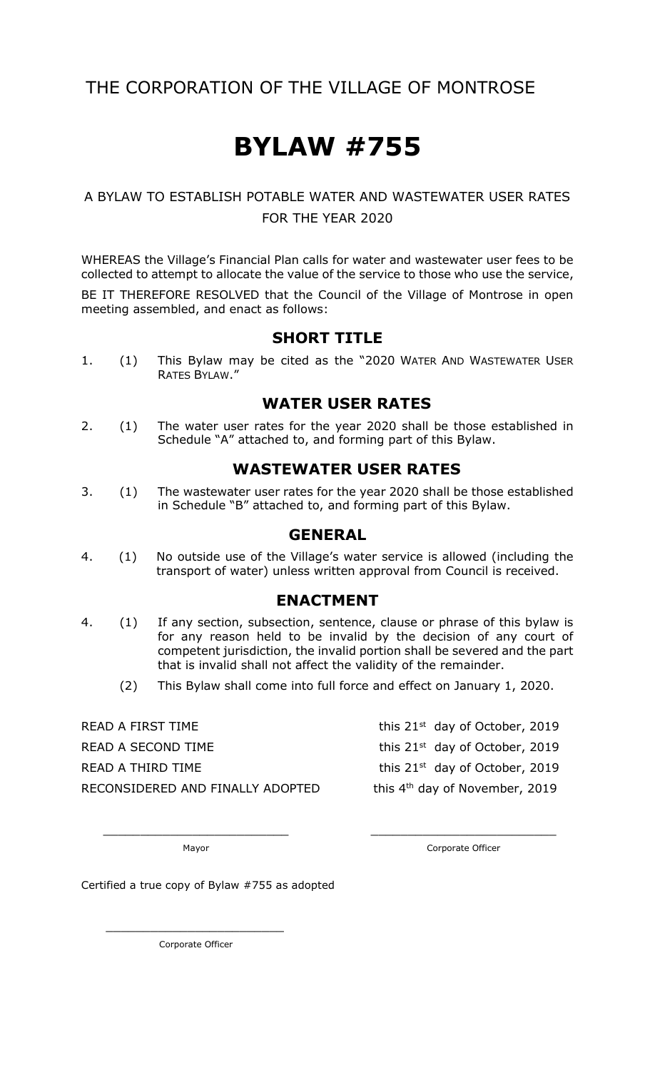THE CORPORATION OF THE VILLAGE OF MONTROSE

# BYLAW #755

A BYLAW TO ESTABLISH POTABLE WATER AND WASTEWATER USER RATES FOR THE YEAR 2020

WHEREAS the Village's Financial Plan calls for water and wastewater user fees to be collected to attempt to allocate the value of the service to those who use the service,

BE IT THEREFORE RESOLVED that the Council of the Village of Montrose in open meeting assembled, and enact as follows:

## SHORT TITLE

1. (1) This Bylaw may be cited as the "2020 WATER AND WASTEWATER USER RATES BYLAW."

## WATER USER RATES

2. (1) The water user rates for the year 2020 shall be those established in Schedule "A" attached to, and forming part of this Bylaw.

## WASTEWATER USER RATES

3. (1) The wastewater user rates for the year 2020 shall be those established in Schedule "B" attached to, and forming part of this Bylaw.

## GENERAL

4. (1) No outside use of the Village's water service is allowed (including the transport of water) unless written approval from Council is received.

## ENACTMENT

4. (1) If any section, subsection, sentence, clause or phrase of this bylaw is for any reason held to be invalid by the decision of any court of competent jurisdiction, the invalid portion shall be severed and the part that is invalid shall not affect the validity of the remainder.

   (2) This Bylaw shall come into full force and effect on January 1, 2020.

READ A FIRST TIME this 21st day of October, 2019

READ A SECOND TIME this 21st day of October, 2019

READ A THIRD TIME this 21st day of October, 2019

RECONSIDERED AND FINALLY ADOPTED this 4th day of November, 2019

\_\_\_\_\_\_\_\_\_\_\_\_\_\_\_\_\_\_\_\_\_\_\_\_\_\_\_\_
Mayor

\_\_\_\_\_\_\_\_\_\_\_\_\_\_\_\_\_\_\_\_\_\_\_\_\_\_\_\_
Corporate Officer

Certified a true copy of Bylaw #755 as adopted

\_\_\_\_\_\_\_\_\_\_\_\_\_\_\_\_\_\_\_\_\_\_\_\_\_\_\_\_
Corporate Officer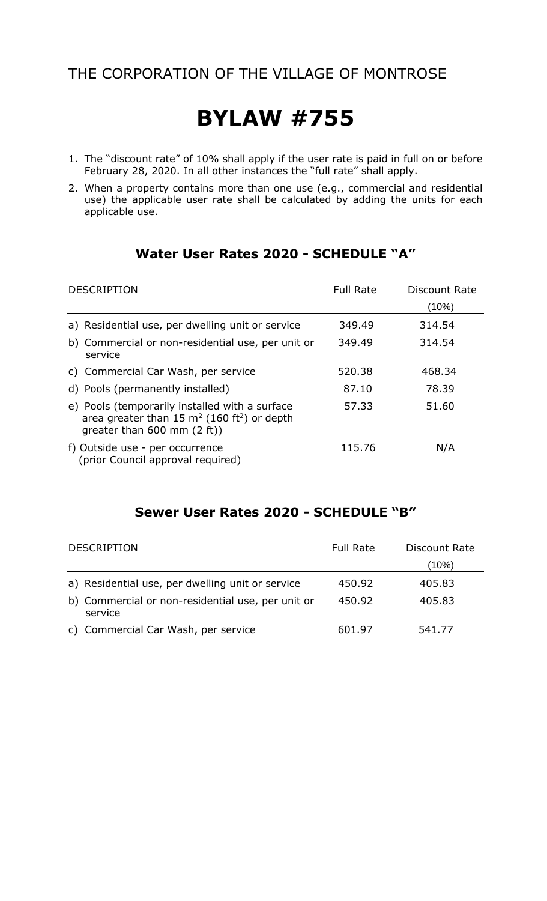## THE CORPORATION OF THE VILLAGE OF MONTROSE

# BYLAW #755

1. The "discount rate" of 10% shall apply if the user rate is paid in full on or before February 28, 2020. In all other instances the "full rate" shall apply.
2. When a property contains more than one use (e.g., commercial and residential use) the applicable user rate shall be calculated by adding the units for each applicable use.

## Water User Rates 2020 - SCHEDULE "A"

| DESCRIPTION | Full Rate | Discount Rate (10%) |
|---|---|---|
| a) Residential use, per dwelling unit or service | 349.49 | 314.54 |
| b) Commercial or non-residential use, per unit or service | 349.49 | 314.54 |
| c) Commercial Car Wash, per service | 520.38 | 468.34 |
| d) Pools (permanently installed) | 87.10 | 78.39 |
| e) Pools (temporarily installed with a surface area greater than 15 $m^2$ (160 $ft^2$) or depth greater than 600 mm (2 ft)) | 57.33 | 51.60 |
| f) Outside use - per occurrence (prior Council approval required) | 115.76 | N/A |

## Sewer User Rates 2020 - SCHEDULE "B"

| DESCRIPTION | Full Rate | Discount Rate (10%) |
|---|---|---|
| a) Residential use, per dwelling unit or service | 450.92 | 405.83 |
| b) Commercial or non-residential use, per unit or service | 450.92 | 405.83 |
| c) Commercial Car Wash, per service | 601.97 | 541.77 |